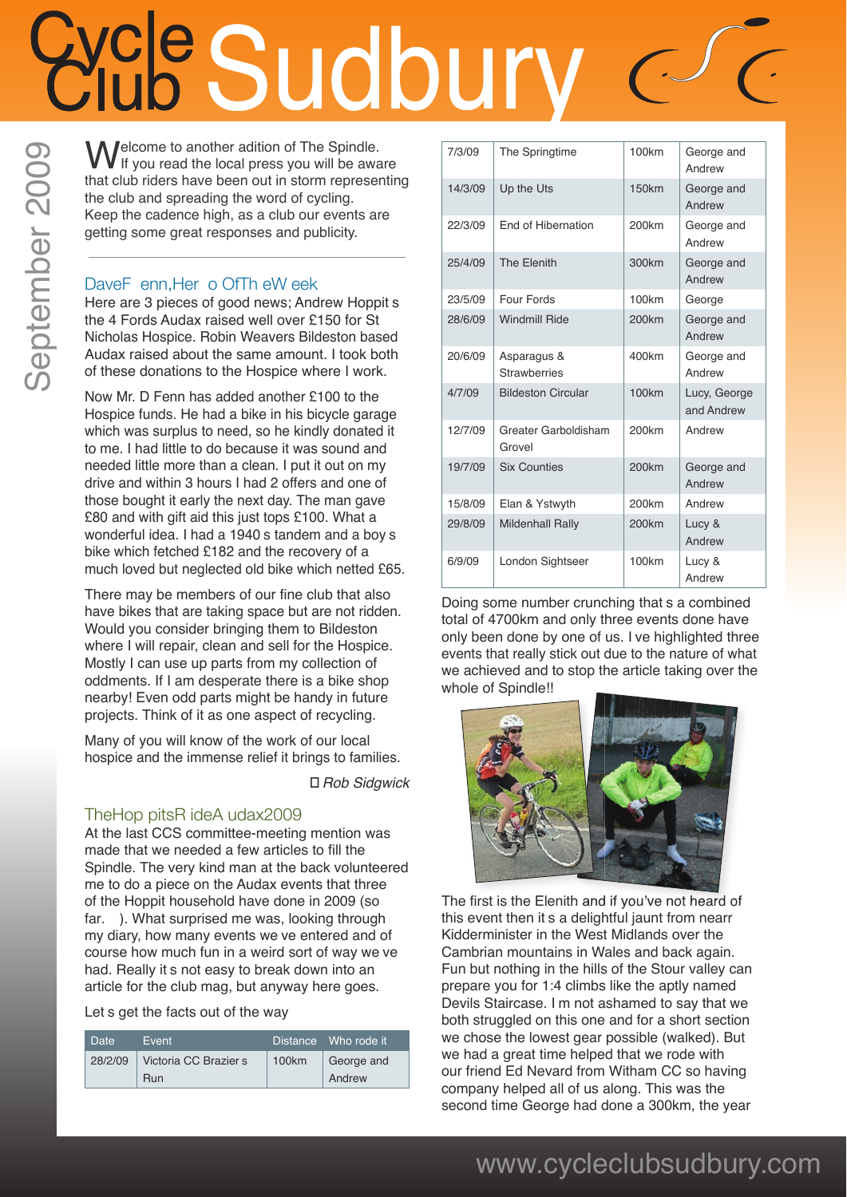# Cycle Club Sudbury

September 2009

Welcome to another adition of The Spindle. If you read the local press you will be aware that club riders have been out in storm representing the club and spreading the word of cycling. Keep the cadence high, as a club our events are getting some great responses and publicity.

## DaveF enn,Her o OfTh eW eek

Here are 3 pieces of good news; Andrew Hoppit s the 4 Fords Audax raised well over £150 for St Nicholas Hospice. Robin Weavers Bildeston based Audax raised about the same amount. I took both of these donations to the Hospice where I work.

Now Mr. D Fenn has added another £100 to the Hospice funds. He had a bike in his bicycle garage which was surplus to need, so he kindly donated it to me. I had little to do because it was sound and needed little more than a clean. I put it out on my drive and within 3 hours I had 2 offers and one of those bought it early the next day. The man gave £80 and with gift aid this just tops £100. What a wonderful idea. I had a 1940 s tandem and a boy s bike which fetched £182 and the recovery of a much loved but neglected old bike which netted £65.

There may be members of our fine club that also have bikes that are taking space but are not ridden. Would you consider bringing them to Bildeston where I will repair, clean and sell for the Hospice. Mostly I can use up parts from my collection of oddments. If I am desperate there is a bike shop nearby! Even odd parts might be handy in future projects. Think of it as one aspect of recycling.

Many of you will know of the work of our local hospice and the immense relief it brings to families.

*Rob Sidgwick*

## TheHop pitsR ideA udax2009

At the last CCS committee-meeting mention was made that we needed a few articles to fill the Spindle. The very kind man at the back volunteered me to do a piece on the Audax events that three of the Hoppit household have done in 2009 (so far. ). What surprised me was, looking through my diary, how many events we ve entered and of course how much fun in a weird sort of way we ve had. Really it s not easy to break down into an article for the club mag, but anyway here goes.

Let s get the facts out of the way

| Date | Event | Distance | Who rode it |
|---|---|---|---|
| 28/2/09 | Victoria CC Brazier s Run | 100km | George and Andrew |
| 7/3/09 | The Springtime | 100km | George and Andrew |
| 14/3/09 | Up the Uts | 150km | George and Andrew |
| 22/3/09 | End of Hibernation | 200km | George and Andrew |
| 25/4/09 | The Elenith | 300km | George and Andrew |
| 23/5/09 | Four Fords | 100km | George |
| 28/6/09 | Windmill Ride | 200km | George and Andrew |
| 20/6/09 | Asparagus & Strawberries | 400km | George and Andrew |
| 4/7/09 | Bildeston Circular | 100km | Lucy, George and Andrew |
| 12/7/09 | Greater Garboldisham Grovel | 200km | Andrew |
| 19/7/09 | Six Counties | 200km | George and Andrew |
| 15/8/09 | Elan & Ystwyth | 200km | Andrew |
| 29/8/09 | Mildenhall Rally | 200km | Lucy & Andrew |
| 6/9/09 | London Sightseer | 100km | Lucy & Andrew |

Doing some number crunching that s a combined total of 4700km and only three events done have only been done by one of us. I ve highlighted three events that really stick out due to the nature of what we achieved and to stop the article taking over the whole of Spindle!!

The first is the Elenith and if you've not heard of this event then it s a delightful jaunt from nearr Kidderminister in the West Midlands over the Cambrian mountains in Wales and back again. Fun but nothing in the hills of the Stour valley can prepare you for 1:4 climbs like the aptly named Devils Staircase. I m not ashamed to say that we both struggled on this one and for a short section we chose the lowest gear possible (walked). But we had a great time helped that we rode with our friend Ed Nevard from Witham CC so having company helped all of us along. This was the second time George had done a 300km, the year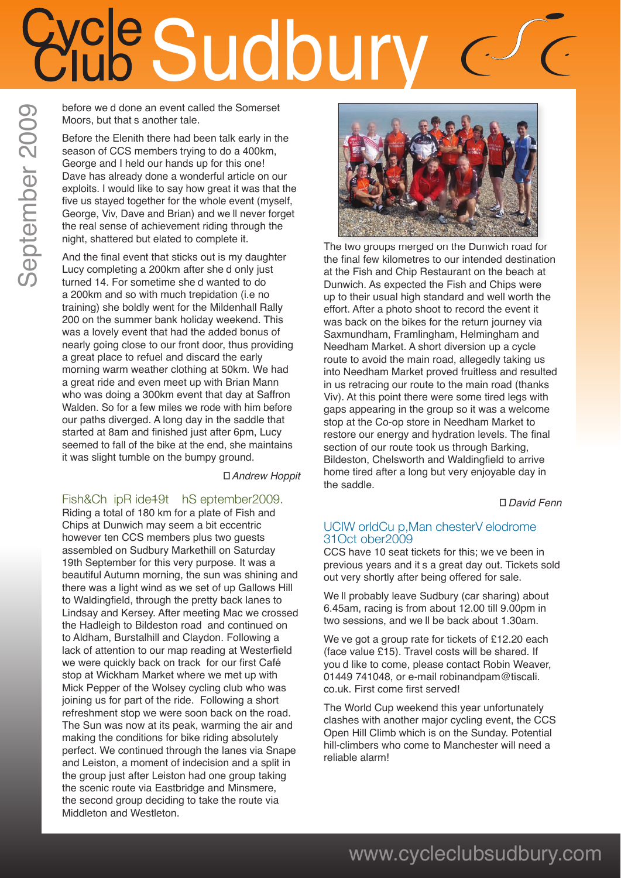before we d done an event called the Somerset Moors, but that s another tale.

Before the Elenith there had been talk early in the season of CCS members trying to do a 400km, George and I held our hands up for this one! Dave has already done a wonderful article on our exploits. I would like to say how great it was that the five us stayed together for the whole event (myself, George, Viv, Dave and Brian) and we ll never forget the real sense of achievement riding through the night, shattered but elated to complete it.

And the final event that sticks out is my daughter Lucy completing a 200km after she d only just turned 14. For sometime she d wanted to do a 200km and so with much trepidation (i.e no training) she boldly went for the Mildenhall Rally 200 on the summer bank holiday weekend. This was a lovely event that had the added bonus of nearly going close to our front door, thus providing a great place to refuel and discard the early morning warm weather clothing at 50km. We had a great ride and even meet up with Brian Mann who was doing a 300km event that day at Saffron Walden. So for a few miles we rode with him before our paths diverged. A long day in the saddle that started at 8am and finished just after 6pm, Lucy seemed to fall of the bike at the end, she maintains it was slight tumble on the bumpy ground.

*Andrew Hoppit*

## Fish&Ch ipR ide19t hS eptember2009.

Riding a total of 180 km for a plate of Fish and Chips at Dunwich may seem a bit eccentric however ten CCS members plus two guests assembled on Sudbury Markethill on Saturday 19th September for this very purpose. It was a beautiful Autumn morning, the sun was shining and there was a light wind as we set of up Gallows Hill to Waldingfield, through the pretty back lanes to Lindsay and Kersey. After meeting Mac we crossed the Hadleigh to Bildeston road and continued on to Aldham, Burstalhill and Claydon. Following a lack of attention to our map reading at Westerfield we were quickly back on track for our first Café stop at Wickham Market where we met up with Mick Pepper of the Wolsey cycling club who was joining us for part of the ride. Following a short refreshment stop we were soon back on the road. The Sun was now at its peak, warming the air and making the conditions for bike riding absolutely perfect. We continued through the lanes via Snape and Leiston, a moment of indecision and a split in the group just after Leiston had one group taking the scenic route via Eastbridge and Minsmere, the second group deciding to take the route via Middleton and Westleton.

The two groups merged on the Dunwich road for the final few kilometres to our intended destination at the Fish and Chip Restaurant on the beach at Dunwich. As expected the Fish and Chips were up to their usual high standard and well worth the effort. After a photo shoot to record the event it was back on the bikes for the return journey via Saxmundham, Framlingham, Helmingham and Needham Market. A short diversion up a cycle route to avoid the main road, allegedly taking us into Needham Market proved fruitless and resulted in us retracing our route to the main road (thanks Viv). At this point there were some tired legs with gaps appearing in the group so it was a welcome stop at the Co-op store in Needham Market to restore our energy and hydration levels. The final section of our route took us through Barking, Bildeston, Chelsworth and Waldingfield to arrive home tired after a long but very enjoyable day in the saddle.

*David Fenn*

## UCIW orldCu p,Man chesterV elodrome 31Oct ober2009

CCS have 10 seat tickets for this; we ve been in previous years and it s a great day out. Tickets sold out very shortly after being offered for sale.

We ll probably leave Sudbury (car sharing) about 6.45am, racing is from about 12.00 till 9.00pm in two sessions, and we ll be back about 1.30am.

We ve got a group rate for tickets of £12.20 each (face value £15). Travel costs will be shared. If you d like to come, please contact Robin Weaver, 01449 741048, or e-mail robinandpam@tiscali.co.uk. First come first served!

The World Cup weekend this year unfortunately clashes with another major cycling event, the CCS Open Hill Climb which is on the Sunday. Potential hill-climbers who come to Manchester will need a reliable alarm!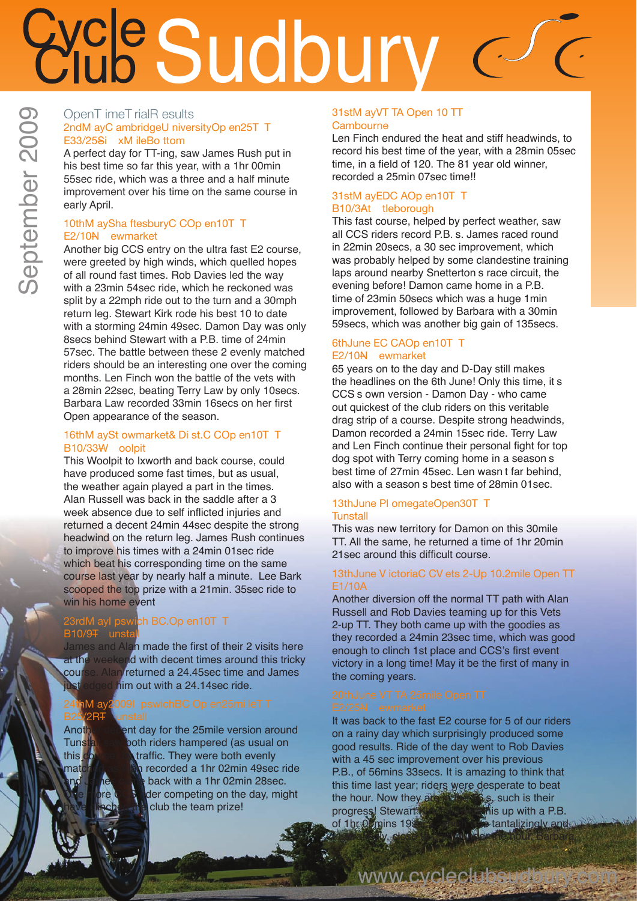# Cycle Club Sudbury

September 2009

## Open Time Trial Results

### 2nd May Cambridge University Open 25 TT
E33/25 Six Mile Bottom

A perfect day for TT-ing, saw James Rush put in his best time so far this year, with a 1hr 00min 55sec ride, which was a three and a half minute improvement over his time on the same course in early April.

### 10th May Shaftesbury CC Open 10 TT
E2/10 Newmarket

Another big CCS entry on the ultra fast E2 course, were greeted by high winds, which quelled hopes of all round fast times. Rob Davies led the way with a 23min 54sec ride, which he reckoned was split by a 22mph ride out to the turn and a 30mph return leg. Stewart Kirk rode his best 10 to date with a storming 24min 49sec. Damon Day was only 8secs behind Stewart with a P.B. time of 24min 57sec. The battle between these 2 evenly matched riders should be an interesting one over the coming months. Len Finch won the battle of the vets with a 28min 22sec, beating Terry Law by only 10secs. Barbara Law recorded 33min 16secs on her first Open appearance of the season.

### 16th May Stowmarket & Dist. CC Open 10 TT
B10/33 Woolpit

This Woolpit to Ixworth and back course, could have produced some fast times, but as usual, the weather again played a part in the times. Alan Russell was back in the saddle after a 3 week absence due to self inflicted injuries and returned a decent 24min 44sec despite the strong headwind on the return leg. James Rush continues to improve his times with a 24min 01sec ride which beat his corresponding time on the same course last year by nearly half a minute. Lee Bark scooped the top prize with a 21min. 35sec ride to win his home event

### 23rd May Ipswich BC Open 10 TT
B10/9 Tunstall

James and Alan made the first of their 2 visits here at the weekend with decent times around this tricky course. Alan returned a 24.45sec time and James just edged him out with a 24.14sec ride.

### 24th May 2009 Ipswich BC Open 25mile TT
B25/2R Tunstall

Another decent day for the 25mile version around Tunstall, with both riders hampered (as usual on this course) by traffic. They were both evenly matched, Alan recorded a 1hr 02min 49sec ride and James came back with a 1hr 02min 28sec. One more CCS rider competing on the day, might have clinched the club the team prize!

### 31st May VTTA Open 10 TT
Cambourne

Len Finch endured the heat and stiff headwinds, to record his best time of the year, with a 28min 05sec time, in a field of 120. The 81 year old winner, recorded a 25min 07sec time!!

### 31st May EDCA Open 10 TT
B10/3 Attleborough

This fast course, helped by perfect weather, saw all CCS riders record P.B. s. James raced round in 22min 20secs, a 30 sec improvement, which was probably helped by some clandestine training laps around nearby Snetterton s race circuit, the evening before! Damon came home in a P.B. time of 23min 50secs which was a huge 1min improvement, followed by Barbara with a 30min 59secs, which was another big gain of 135secs.

### 6th June ECCA Open 10 TT
E2/10 Newmarket

65 years on to the day and D-Day still makes the headlines on the 6th June! Only this time, it s CCS s own version - Damon Day - who came out quickest of the club riders on this veritable drag strip of a course. Despite strong headwinds, Damon recorded a 24min 15sec ride. Terry Law and Len Finch continue their personal fight for top dog spot with Terry coming home in a season s best time of 27min 45sec. Len wasn t far behind, also with a season s best time of 28min 01sec.

### 13th June Plomegate Open 30 TT
Tunstall

This was new territory for Damon on this 30mile TT. All the same, he returned a time of 1hr 20min 21sec around this difficult course.

### 13th June Victoria CC Vets 2-Up 10.2mile Open TT
E1/10A

Another diversion off the normal TT path with Alan Russell and Rob Davies teaming up for this Vets 2-up TT. They both came up with the goodies as they recorded a 24min 23sec time, which was good enough to clinch 1st place and CCS's first event victory in a long time! May it be the first of many in the coming years.

### 20th June VTTA 25mile Open TT
E2/25 Newmarket

It was back to the fast E2 course for 5 of our riders on a rainy day which surprisingly produced some good results. Ride of the day went to Rob Davies with a 45 sec improvement over his previous P.B., of 56mins 33secs. It is amazing to think that this time last year; riders were desperate to beat the hour. Now they a... s, such is their progress! Stewart ... his up with a P.B. of 1hr 0? mins 19... tantalizingly and ... close ... the hour. Barbara

www.cycleclubsudbury.com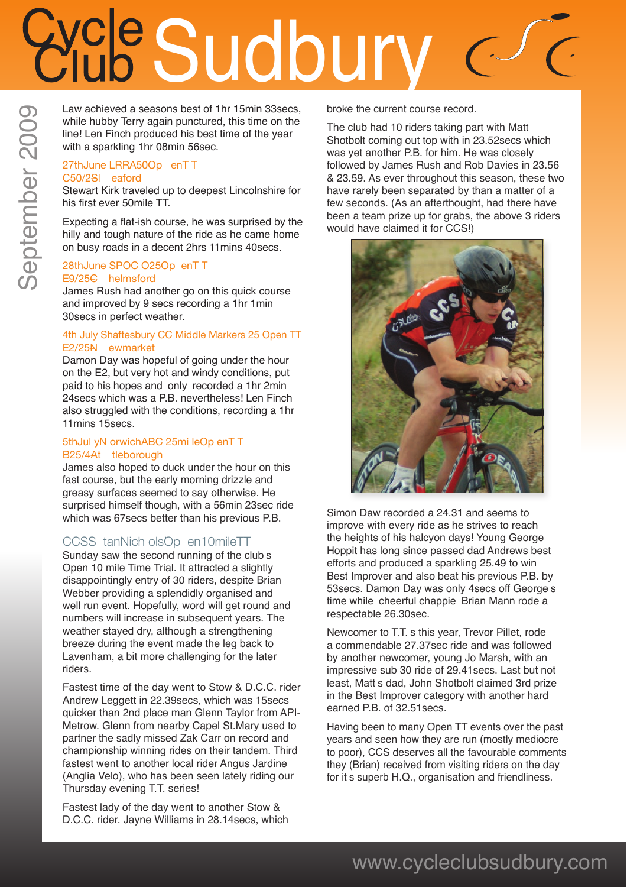Law achieved a seasons best of 1hr 15min 33secs, while hubby Terry again punctured, this time on the line! Len Finch produced his best time of the year with a sparkling 1hr 08min 56sec.

### 27thJune LRRA50Op enT T C50/2Sl eaford

Stewart Kirk traveled up to deepest Lincolnshire for his first ever 50mile TT.

Expecting a flat-ish course, he was surprised by the hilly and tough nature of the ride as he came home on busy roads in a decent 2hrs 11mins 40secs.

### 28thJune SPOC O25Op enT T E9/25C helmsford

James Rush had another go on this quick course and improved by 9 secs recording a 1hr 1min 30secs in perfect weather.

### 4th July Shaftesbury CC Middle Markers 25 Open TT E2/25N ewmarket

Damon Day was hopeful of going under the hour on the E2, but very hot and windy conditions, put paid to his hopes and only recorded a 1hr 2min 24secs which was a P.B. nevertheless! Len Finch also struggled with the conditions, recording a 1hr 11mins 15secs.

### 5thJul yN orwichABC 25mi leOp enT T B25/4At tleborough

James also hoped to duck under the hour on this fast course, but the early morning drizzle and greasy surfaces seemed to say otherwise. He surprised himself though, with a 56min 23sec ride which was 67secs better than his previous P.B.

### CCSS tanNich olsOp en10mileTT

Sunday saw the second running of the club s Open 10 mile Time Trial. It attracted a slightly disappointingly entry of 30 riders, despite Brian Webber providing a splendidly organised and well run event. Hopefully, word will get round and numbers will increase in subsequent years. The weather stayed dry, although a strengthening breeze during the event made the leg back to Lavenham, a bit more challenging for the later riders.

Fastest time of the day went to Stow & D.C.C. rider Andrew Leggett in 22.39secs, which was 15secs quicker than 2nd place man Glenn Taylor from API-Metrow. Glenn from nearby Capel St.Mary used to partner the sadly missed Zak Carr on record and championship winning rides on their tandem. Third fastest went to another local rider Angus Jardine (Anglia Velo), who has been seen lately riding our Thursday evening T.T. series!

Fastest lady of the day went to another Stow & D.C.C. rider. Jayne Williams in 28.14secs, which broke the current course record.

The club had 10 riders taking part with Matt Shotbolt coming out top with in 23.52secs which was yet another P.B. for him. He was closely followed by James Rush and Rob Davies in 23.56 & 23.59. As ever throughout this season, these two have rarely been separated by than a matter of a few seconds. (As an afterthought, had there have been a team prize up for grabs, the above 3 riders would have claimed it for CCS!)

Simon Daw recorded a 24.31 and seems to improve with every ride as he strives to reach the heights of his halcyon days! Young George Hoppit has long since passed dad Andrews best efforts and produced a sparkling 25.49 to win Best Improver and also beat his previous P.B. by 53secs. Damon Day was only 4secs off George s time while cheerful chappie Brian Mann rode a respectable 26.30sec.

Newcomer to T.T. s this year, Trevor Pillet, rode a commendable 27.37sec ride and was followed by another newcomer, young Jo Marsh, with an impressive sub 30 ride of 29.41secs. Last but not least, Matt s dad, John Shotbolt claimed 3rd prize in the Best Improver category with another hard earned P.B. of 32.51secs.

Having been to many Open TT events over the past years and seen how they are run (mostly mediocre to poor), CCS deserves all the favourable comments they (Brian) received from visiting riders on the day for it s superb H.Q., organisation and friendliness.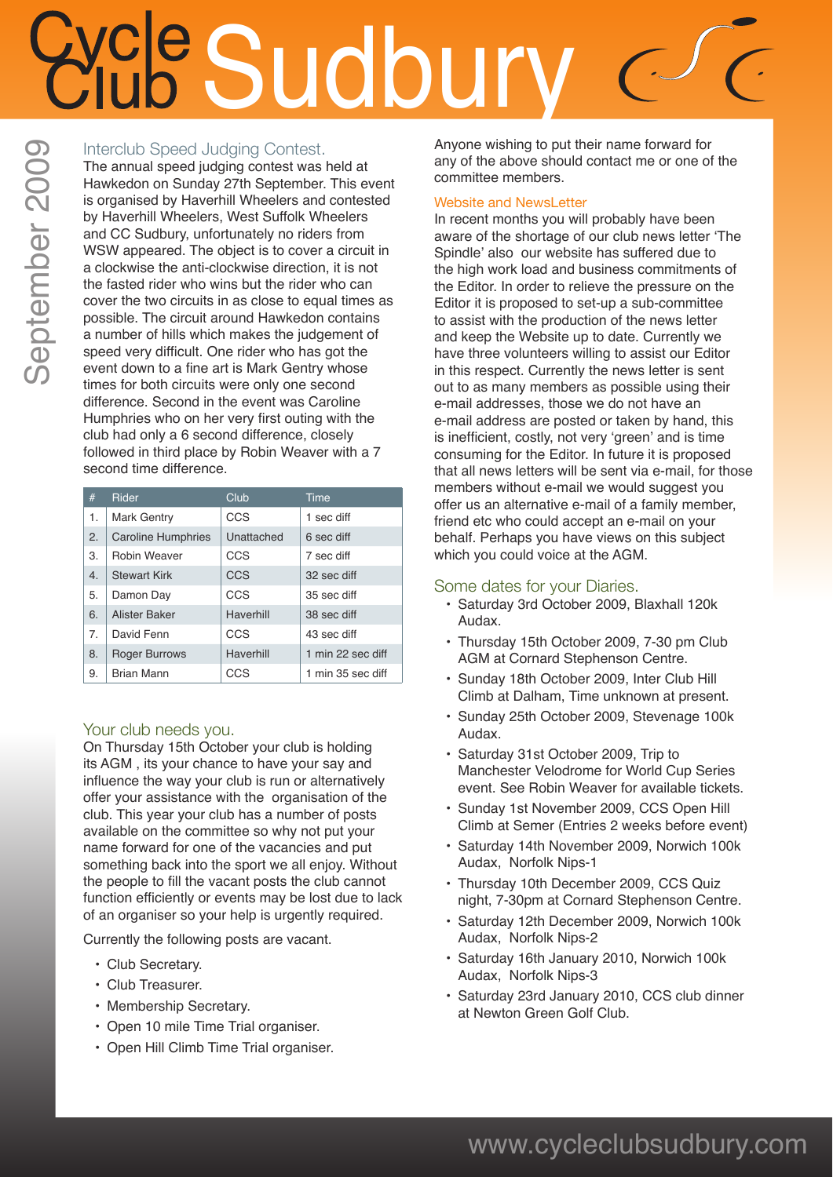# Cycle Club Sudbury

September 2009

## Interclub Speed Judging Contest.

The annual speed judging contest was held at Hawkedon on Sunday 27th September. This event is organised by Haverhill Wheelers and contested by Haverhill Wheelers, West Suffolk Wheelers and CC Sudbury, unfortunately no riders from WSW appeared. The object is to cover a circuit in a clockwise the anti-clockwise direction, it is not the fasted rider who wins but the rider who can cover the two circuits in as close to equal times as possible. The circuit around Hawkedon contains a number of hills which makes the judgment of speed very difficult. One rider who has got the event down to a fine art is Mark Gentry whose times for both circuits were only one second difference. Second in the event was Caroline Humphries who on her very first outing with the club had only a 6 second difference, closely followed in third place by Robin Weaver with a 7 second time difference.

| # | Rider | Club | Time |
|---|---|---|---|
| 1. | Mark Gentry | CCS | 1 sec diff |
| 2. | Caroline Humphries | Unattached | 6 sec diff |
| 3. | Robin Weaver | CCS | 7 sec diff |
| 4. | Stewart Kirk | CCS | 32 sec diff |
| 5. | Damon Day | CCS | 35 sec diff |
| 6. | Alister Baker | Haverhill | 38 sec diff |
| 7. | David Fenn | CCS | 43 sec diff |
| 8. | Roger Burrows | Haverhill | 1 min 22 sec diff |
| 9. | Brian Mann | CCS | 1 min 35 sec diff |

## Your club needs you.

On Thursday 15th October your club is holding its AGM , its your chance to have your say and influence the way your club is run or alternatively offer your assistance with the organisation of the club. This year your club has a number of posts available on the committee so why not put your name forward for one of the vacancies and put something back into the sport we all enjoy. Without the people to fill the vacant posts the club cannot function efficiently or events may be lost due to lack of an organiser so your help is urgently required.

Currently the following posts are vacant.

- Club Secretary.
- Club Treasurer.
- Membership Secretary.
- Open 10 mile Time Trial organiser.
- Open Hill Climb Time Trial organiser.

Anyone wishing to put their name forward for any of the above should contact me or one of the committee members.

### Website and NewsLetter

In recent months you will probably have been aware of the shortage of our club news letter 'The Spindle' also our website has suffered due to the high work load and business commitments of the Editor. In order to relieve the pressure on the Editor it is proposed to set-up a sub-committee to assist with the production of the news letter and keep the Website up to date. Currently we have three volunteers willing to assist our Editor in this respect. Currently the news letter is sent out to as many members as possible using their e-mail addresses, those we do not have an e-mail address are posted or taken by hand, this is inefficient, costly, not very 'green' and is time consuming for the Editor. In future it is proposed that all news letters will be sent via e-mail, for those members without e-mail we would suggest you offer us an alternative e-mail of a family member, friend etc who could accept an e-mail on your behalf. Perhaps you have views on this subject which you could voice at the AGM.

## Some dates for your Diaries.

- Saturday 3rd October 2009, Blaxhall 120k Audax.
- Thursday 15th October 2009, 7-30 pm Club AGM at Cornard Stephenson Centre.
- Sunday 18th October 2009, Inter Club Hill Climb at Dalham, Time unknown at present.
- Sunday 25th October 2009, Stevenage 100k Audax.
- Saturday 31st October 2009, Trip to Manchester Velodrome for World Cup Series event. See Robin Weaver for available tickets.
- Sunday 1st November 2009, CCS Open Hill Climb at Semer (Entries 2 weeks before event)
- Saturday 14th November 2009, Norwich 100k Audax, Norfolk Nips-1
- Thursday 10th December 2009, CCS Quiz night, 7-30pm at Cornard Stephenson Centre.
- Saturday 12th December 2009, Norwich 100k Audax, Norfolk Nips-2
- Saturday 16th January 2010, Norwich 100k Audax, Norfolk Nips-3
- Saturday 23rd January 2010, CCS club dinner at Newton Green Golf Club.

www.cycleclubsudbury.com